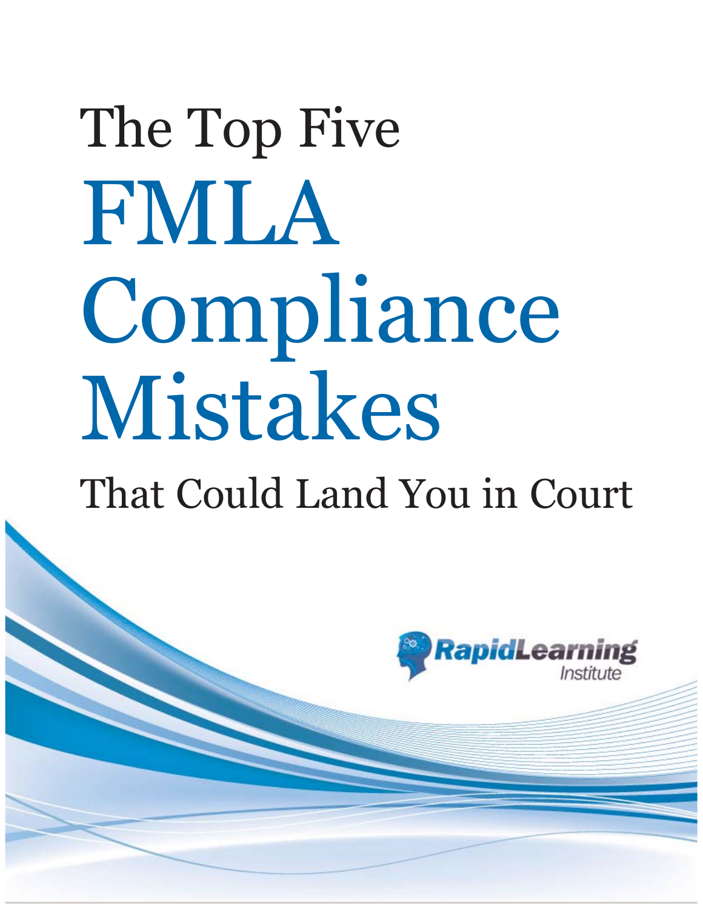# The Top Five FMLA Compliance Mistakes That Could Land You in Court

RapidLearning Institute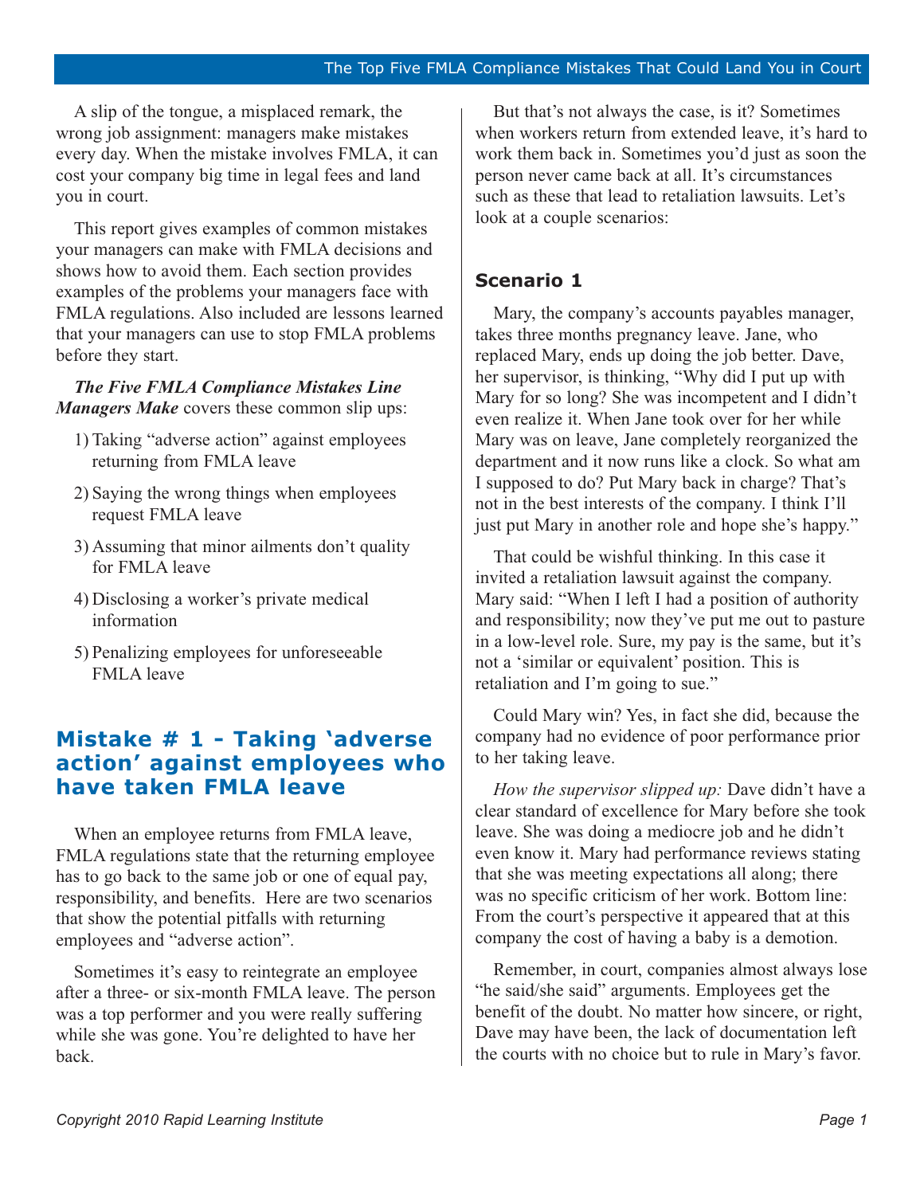A slip of the tongue, a misplaced remark, the wrong job assignment: managers make mistakes every day. When the mistake involves FMLA, it can cost your company big time in legal fees and land you in court.

This report gives examples of common mistakes your managers can make with FMLA decisions and shows how to avoid them. Each section provides examples of the problems your managers face with FMLA regulations. Also included are lessons learned that your managers can use to stop FMLA problems before they start.

***The Five FMLA Compliance Mistakes Line Managers Make*** covers these common slip ups:

1) Taking "adverse action" against employees returning from FMLA leave
2) Saying the wrong things when employees request FMLA leave
3) Assuming that minor ailments don't quality for FMLA leave
4) Disclosing a worker's private medical information
5) Penalizing employees for unforeseeable FMLA leave

## Mistake # 1 - Taking 'adverse action' against employees who have taken FMLA leave

When an employee returns from FMLA leave, FMLA regulations state that the returning employee has to go back to the same job or one of equal pay, responsibility, and benefits. Here are two scenarios that show the potential pitfalls with returning employees and "adverse action".

Sometimes it's easy to reintegrate an employee after a three- or six-month FMLA leave. The person was a top performer and you were really suffering while she was gone. You're delighted to have her back.

But that's not always the case, is it? Sometimes when workers return from extended leave, it's hard to work them back in. Sometimes you'd just as soon the person never came back at all. It's circumstances such as these that lead to retaliation lawsuits. Let's look at a couple scenarios:

### Scenario 1

Mary, the company's accounts payables manager, takes three months pregnancy leave. Jane, who replaced Mary, ends up doing the job better. Dave, her supervisor, is thinking, "Why did I put up with Mary for so long? She was incompetent and I didn't even realize it. When Jane took over for her while Mary was on leave, Jane completely reorganized the department and it now runs like a clock. So what am I supposed to do? Put Mary back in charge? That's not in the best interests of the company. I think I'll just put Mary in another role and hope she's happy."

That could be wishful thinking. In this case it invited a retaliation lawsuit against the company. Mary said: "When I left I had a position of authority and responsibility; now they've put me out to pasture in a low-level role. Sure, my pay is the same, but it's not a 'similar or equivalent' position. This is retaliation and I'm going to sue."

Could Mary win? Yes, in fact she did, because the company had no evidence of poor performance prior to her taking leave.

*How the supervisor slipped up:* Dave didn't have a clear standard of excellence for Mary before she took leave. She was doing a mediocre job and he didn't even know it. Mary had performance reviews stating that she was meeting expectations all along; there was no specific criticism of her work. Bottom line: From the court's perspective it appeared that at this company the cost of having a baby is a demotion.

Remember, in court, companies almost always lose "he said/she said" arguments. Employees get the benefit of the doubt. No matter how sincere, or right, Dave may have been, the lack of documentation left the courts with no choice but to rule in Mary's favor.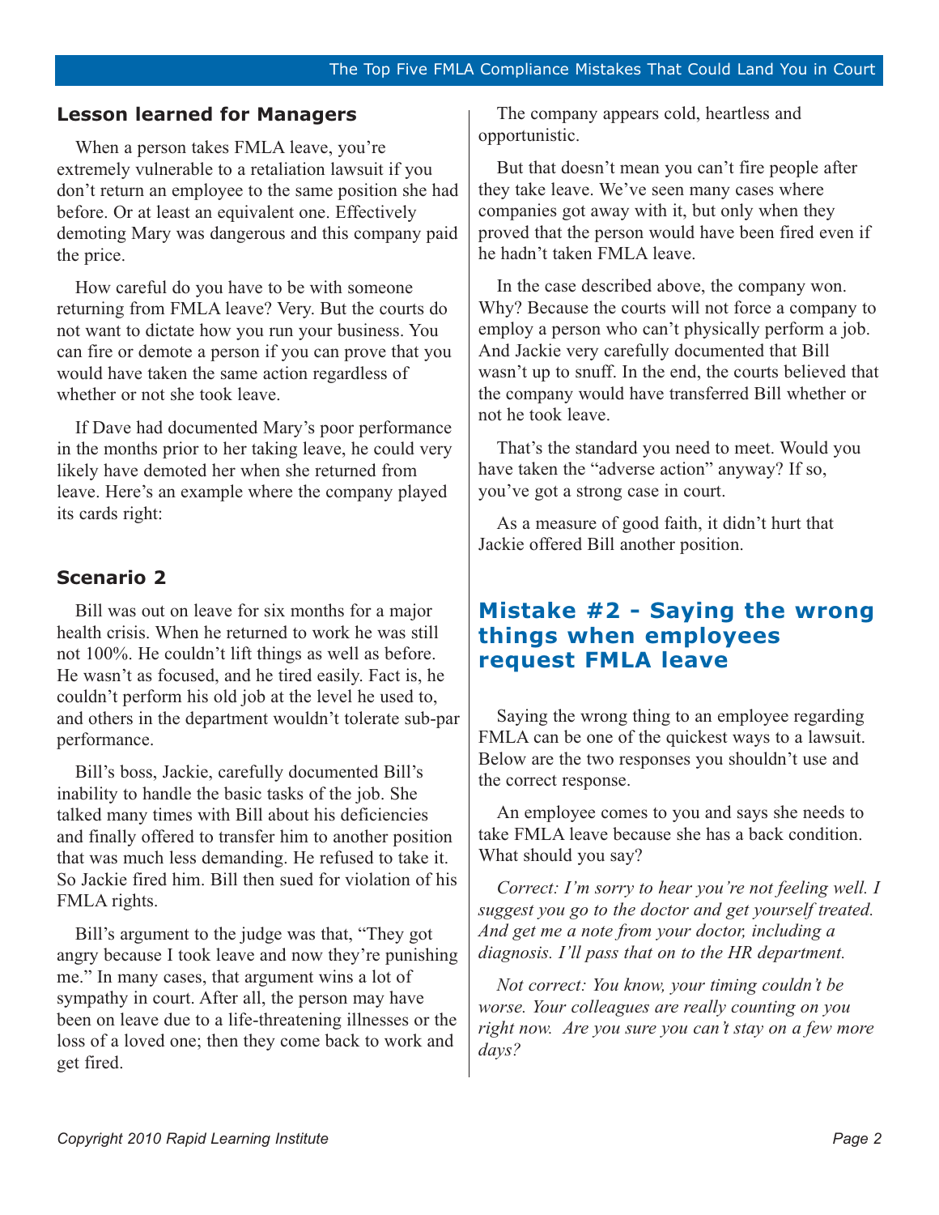## Lesson learned for Managers

When a person takes FMLA leave, you're extremely vulnerable to a retaliation lawsuit if you don't return an employee to the same position she had before. Or at least an equivalent one. Effectively demoting Mary was dangerous and this company paid the price.

How careful do you have to be with someone returning from FMLA leave? Very. But the courts do not want to dictate how you run your business. You can fire or demote a person if you can prove that you would have taken the same action regardless of whether or not she took leave.

If Dave had documented Mary's poor performance in the months prior to her taking leave, he could very likely have demoted her when she returned from leave. Here's an example where the company played its cards right:

## Scenario 2

Bill was out on leave for six months for a major health crisis. When he returned to work he was still not 100%. He couldn't lift things as well as before. He wasn't as focused, and he tired easily. Fact is, he couldn't perform his old job at the level he used to, and others in the department wouldn't tolerate sub-par performance.

Bill's boss, Jackie, carefully documented Bill's inability to handle the basic tasks of the job. She talked many times with Bill about his deficiencies and finally offered to transfer him to another position that was much less demanding. He refused to take it. So Jackie fired him. Bill then sued for violation of his FMLA rights.

Bill's argument to the judge was that, "They got angry because I took leave and now they're punishing me." In many cases, that argument wins a lot of sympathy in court. After all, the person may have been on leave due to a life-threatening illnesses or the loss of a loved one; then they come back to work and get fired.

The company appears cold, heartless and opportunistic.

But that doesn't mean you can't fire people after they take leave. We've seen many cases where companies got away with it, but only when they proved that the person would have been fired even if he hadn't taken FMLA leave.

In the case described above, the company won. Why? Because the courts will not force a company to employ a person who can't physically perform a job. And Jackie very carefully documented that Bill wasn't up to snuff. In the end, the courts believed that the company would have transferred Bill whether or not he took leave.

That's the standard you need to meet. Would you have taken the "adverse action" anyway? If so, you've got a strong case in court.

As a measure of good faith, it didn't hurt that Jackie offered Bill another position.

## Mistake #2 - Saying the wrong things when employees request FMLA leave

Saying the wrong thing to an employee regarding FMLA can be one of the quickest ways to a lawsuit. Below are the two responses you shouldn't use and the correct response.

An employee comes to you and says she needs to take FMLA leave because she has a back condition. What should you say?

*Correct: I'm sorry to hear you're not feeling well. I suggest you go to the doctor and get yourself treated. And get me a note from your doctor, including a diagnosis. I'll pass that on to the HR department.*

*Not correct: You know, your timing couldn't be worse. Your colleagues are really counting on you right now. Are you sure you can't stay on a few more days?*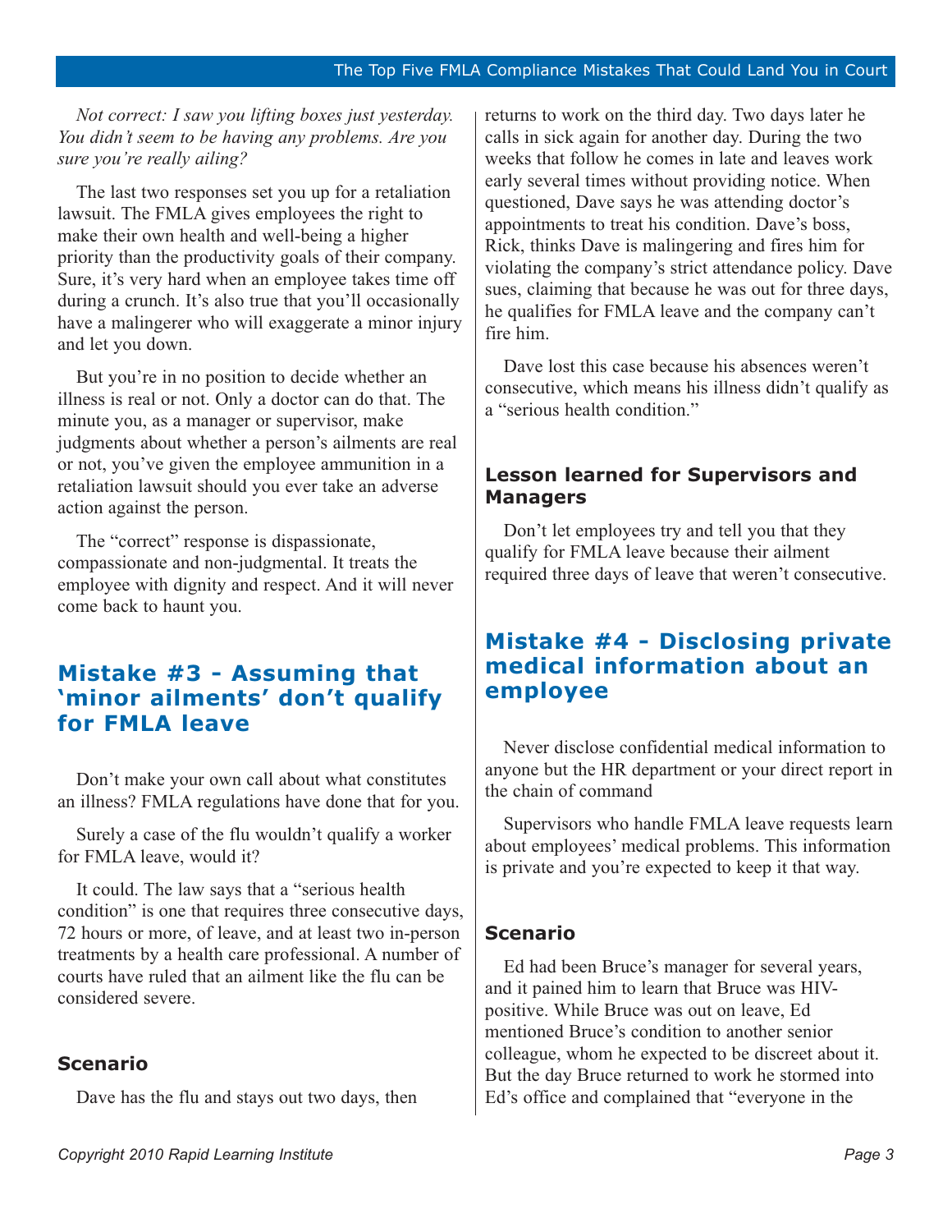*Not correct: I saw you lifting boxes just yesterday. You didn't seem to be having any problems. Are you sure you're really ailing?*

The last two responses set you up for a retaliation lawsuit. The FMLA gives employees the right to make their own health and well-being a higher priority than the productivity goals of their company. Sure, it's very hard when an employee takes time off during a crunch. It's also true that you'll occasionally have a malingerer who will exaggerate a minor injury and let you down.

But you're in no position to decide whether an illness is real or not. Only a doctor can do that. The minute you, as a manager or supervisor, make judgments about whether a person's ailments are real or not, you've given the employee ammunition in a retaliation lawsuit should you ever take an adverse action against the person.

The "correct" response is dispassionate, compassionate and non-judgmental. It treats the employee with dignity and respect. And it will never come back to haunt you.

## Mistake #3 - Assuming that 'minor ailments' don't qualify for FMLA leave

Don't make your own call about what constitutes an illness? FMLA regulations have done that for you.

Surely a case of the flu wouldn't qualify a worker for FMLA leave, would it?

It could. The law says that a "serious health condition" is one that requires three consecutive days, 72 hours or more, of leave, and at least two in-person treatments by a health care professional. A number of courts have ruled that an ailment like the flu can be considered severe.

### Scenario

Dave has the flu and stays out two days, then returns to work on the third day. Two days later he calls in sick again for another day. During the two weeks that follow he comes in late and leaves work early several times without providing notice. When questioned, Dave says he was attending doctor's appointments to treat his condition. Dave's boss, Rick, thinks Dave is malingering and fires him for violating the company's strict attendance policy. Dave sues, claiming that because he was out for three days, he qualifies for FMLA leave and the company can't fire him.

Dave lost this case because his absences weren't consecutive, which means his illness didn't qualify as a "serious health condition."

### Lesson learned for Supervisors and Managers

Don't let employees try and tell you that they qualify for FMLA leave because their ailment required three days of leave that weren't consecutive.

## Mistake #4 - Disclosing private medical information about an employee

Never disclose confidential medical information to anyone but the HR department or your direct report in the chain of command

Supervisors who handle FMLA leave requests learn about employees' medical problems. This information is private and you're expected to keep it that way.

### Scenario

Ed had been Bruce's manager for several years, and it pained him to learn that Bruce was HIV-positive. While Bruce was out on leave, Ed mentioned Bruce's condition to another senior colleague, whom he expected to be discreet about it. But the day Bruce returned to work he stormed into Ed's office and complained that "everyone in the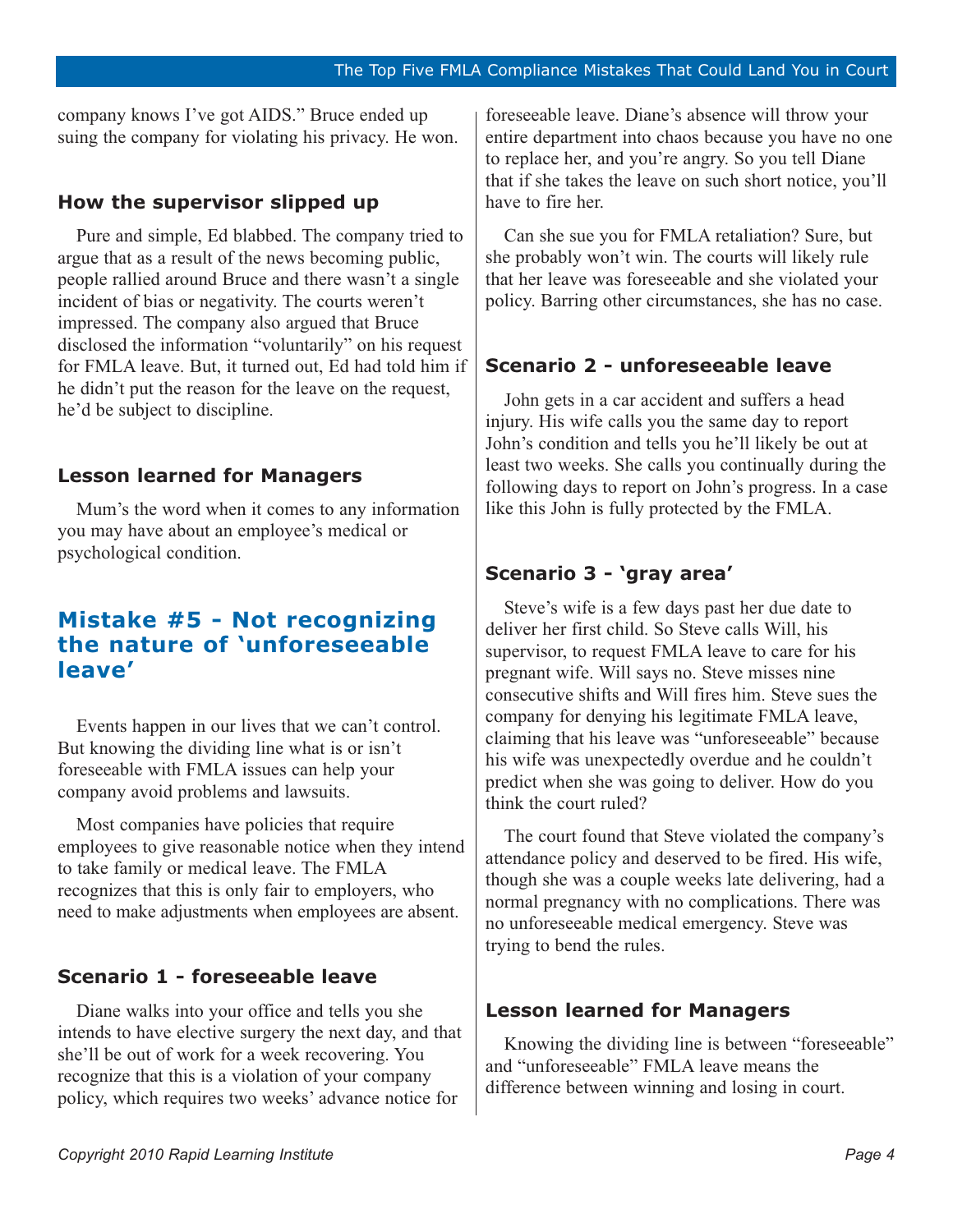company knows I've got AIDS." Bruce ended up suing the company for violating his privacy. He won.

### How the supervisor slipped up

Pure and simple, Ed blabbed. The company tried to argue that as a result of the news becoming public, people rallied around Bruce and there wasn't a single incident of bias or negativity. The courts weren't impressed. The company also argued that Bruce disclosed the information "voluntarily" on his request for FMLA leave. But, it turned out, Ed had told him if he didn't put the reason for the leave on the request, he'd be subject to discipline.

### Lesson learned for Managers

Mum's the word when it comes to any information you may have about an employee's medical or psychological condition.

## Mistake #5 - Not recognizing the nature of 'unforeseeable leave'

Events happen in our lives that we can't control. But knowing the dividing line what is or isn't foreseeable with FMLA issues can help your company avoid problems and lawsuits.

Most companies have policies that require employees to give reasonable notice when they intend to take family or medical leave. The FMLA recognizes that this is only fair to employers, who need to make adjustments when employees are absent.

### Scenario 1 - foreseeable leave

Diane walks into your office and tells you she intends to have elective surgery the next day, and that she'll be out of work for a week recovering. You recognize that this is a violation of your company policy, which requires two weeks' advance notice for foreseeable leave. Diane's absence will throw your entire department into chaos because you have no one to replace her, and you're angry. So you tell Diane that if she takes the leave on such short notice, you'll have to fire her.

Can she sue you for FMLA retaliation? Sure, but she probably won't win. The courts will likely rule that her leave was foreseeable and she violated your policy. Barring other circumstances, she has no case.

### Scenario 2 - unforeseeable leave

John gets in a car accident and suffers a head injury. His wife calls you the same day to report John's condition and tells you he'll likely be out at least two weeks. She calls you continually during the following days to report on John's progress. In a case like this John is fully protected by the FMLA.

### Scenario 3 - 'gray area'

Steve's wife is a few days past her due date to deliver her first child. So Steve calls Will, his supervisor, to request FMLA leave to care for his pregnant wife. Will says no. Steve misses nine consecutive shifts and Will fires him. Steve sues the company for denying his legitimate FMLA leave, claiming that his leave was "unforeseeable" because his wife was unexpectedly overdue and he couldn't predict when she was going to deliver. How do you think the court ruled?

The court found that Steve violated the company's attendance policy and deserved to be fired. His wife, though she was a couple weeks late delivering, had a normal pregnancy with no complications. There was no unforeseeable medical emergency. Steve was trying to bend the rules.

### Lesson learned for Managers

Knowing the dividing line is between "foreseeable" and "unforeseeable" FMLA leave means the difference between winning and losing in court.